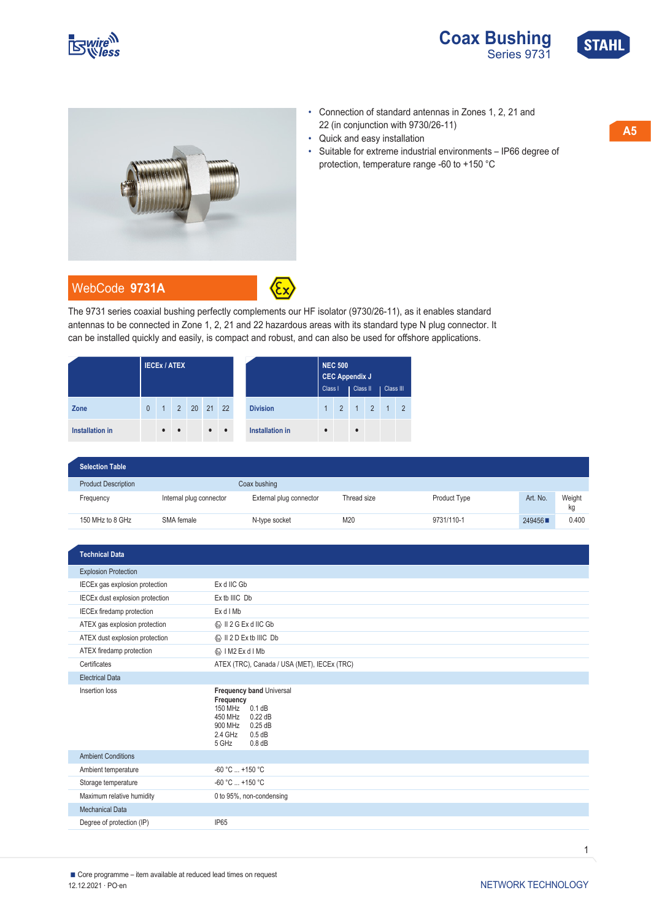# Coax Bushing

Series 9731

A5

- Connection of standard antennas in Zones 1, 2, 21 and 22 (in conjunction with 9730/26-11)
- Quick and easy installation
- Suitable for extreme industrial environments – IP66 degree of protection, temperature range -60 to +150 °C

## WebCode 9731A

The 9731 series coaxial bushing perfectly complements our HF isolator (9730/26-11), as it enables standard antennas to be connected in Zone 1, 2, 21 and 22 hazardous areas with its standard type N plug connector. It can be installed quickly and easily, is compact and robust, and can also be used for offshore applications.

| | IECEx / ATEX | | | | | |
|---|---|---|---|---|---|---|
| Zone | 0 | 1 | 2 | 20 | 21 | 22 |
| Installation in | | • | • | | • | • |

| | NEC 500 CEC Appendix J | | | | | |
|---|---|---|---|---|---|---|
| | Class I | | Class II | | Class III | |
| Division | 1 | 2 | 1 | 2 | 1 | 2 |
| Installation in | • | | • | | | |

**Selection Table**

| Product Description | | Coax bushing | | | | |
|---|---|---|---|---|---|---|
| Frequency | Internal plug connector | External plug connector | Thread size | Product Type | Art. No. | Weight kg |
| 150 MHz to 8 GHz | SMA female | N-type socket | M20 | 9731/110-1 | 249456 ■ | 0.400 |

**Technical Data**

| | |
|---|---|
| **Explosion Protection** | |
| IECEx gas explosion protection | Ex d IIC Gb |
| IECEx dust explosion protection | Ex tb IIIC Db |
| IECEx firedamp protection | Ex d I Mb |
| ATEX gas explosion protection | Ⓔx II 2 G Ex d IIC Gb |
| ATEX dust explosion protection | Ⓔx II 2 D Ex tb IIIC Db |
| ATEX firedamp protection | Ⓔx I M2 Ex d I Mb |
| Certificates | ATEX (TRC), Canada / USA (MET), IECEx (TRC) |
| **Electrical Data** | |
| Insertion loss | **Frequency band** Universal<br>**Frequency**<br>150 MHz 0.1 dB<br>450 MHz 0.22 dB<br>900 MHz 0.25 dB<br>2.4 GHz 0.5 dB<br>5 GHz 0.8 dB |
| **Ambient Conditions** | |
| Ambient temperature | -60 °C ... +150 °C |
| Storage temperature | -60 °C ... +150 °C |
| Maximum relative humidity | 0 to 95%, non-condensing |
| **Mechanical Data** | |
| Degree of protection (IP) | IP65 |

■ Core programme – item available at reduced lead times on request

12.12.2021 · PO·en

NETWORK TECHNOLOGY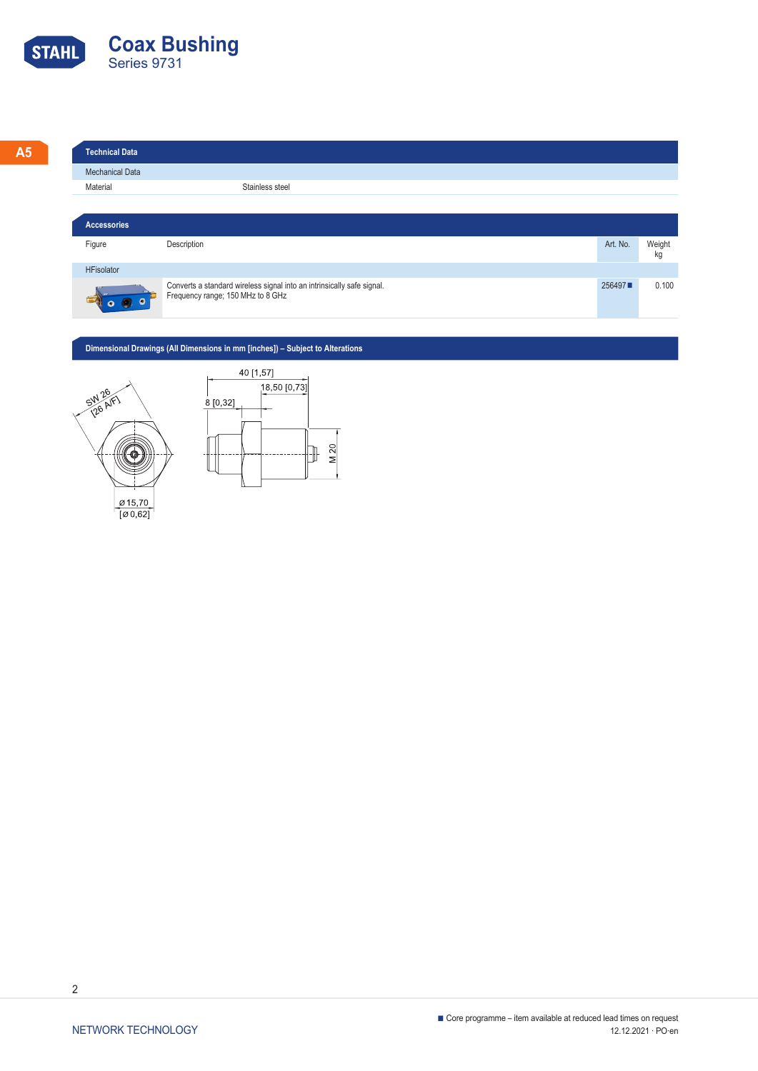# Coax Bushing

Series 9731

A5

| Technical Data | |
|---|---|
| Mechanical Data | |
| Material | Stainless steel |

| Accessories | | | |
|---|---|---|---|
| Figure | Description | Art. No. | Weight kg |
| HFisolator | | | |
| | Converts a standard wireless signal into an intrinsically safe signal. Frequency range; 150 MHz to 8 GHz | 256497 ■ | 0.100 |

## Dimensional Drawings (All Dimensions in mm [inches]) – Subject to Alterations

SW 26
[26 A/F]
ø 15,70
[ø 0,62]
40 [1,57]
18,50 [0,73]
8 [0,32]
M 20

NETWORK TECHNOLOGY

■ Core programme – item available at reduced lead times on request
12.12.2021 · PO·en